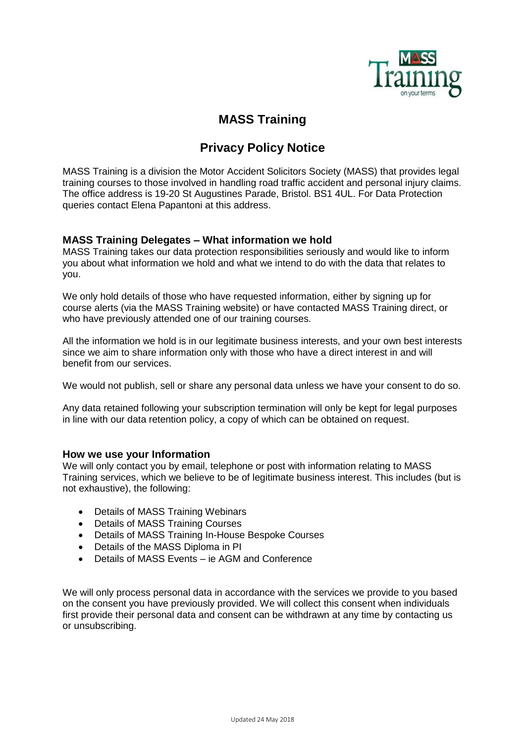# MASS Training

## Privacy Policy Notice

MASS Training is a division the Motor Accident Solicitors Society (MASS) that provides legal training courses to those involved in handling road traffic accident and personal injury claims. The office address is 19-20 St Augustines Parade, Bristol. BS1 4UL. For Data Protection queries contact Elena Papantoni at this address.

### MASS Training Delegates – What information we hold

MASS Training takes our data protection responsibilities seriously and would like to inform you about what information we hold and what we intend to do with the data that relates to you.

We only hold details of those who have requested information, either by signing up for course alerts (via the MASS Training website) or have contacted MASS Training direct, or who have previously attended one of our training courses.

All the information we hold is in our legitimate business interests, and your own best interests since we aim to share information only with those who have a direct interest in and will benefit from our services.

We would not publish, sell or share any personal data unless we have your consent to do so.

Any data retained following your subscription termination will only be kept for legal purposes in line with our data retention policy, a copy of which can be obtained on request.

### How we use your Information

We will only contact you by email, telephone or post with information relating to MASS Training services, which we believe to be of legitimate business interest. This includes (but is not exhaustive), the following:

- Details of MASS Training Webinars
- Details of MASS Training Courses
- Details of MASS Training In-House Bespoke Courses
- Details of the MASS Diploma in PI
- Details of MASS Events – ie AGM and Conference

We will only process personal data in accordance with the services we provide to you based on the consent you have previously provided. We will collect this consent when individuals first provide their personal data and consent can be withdrawn at any time by contacting us or unsubscribing.

Updated 24 May 2018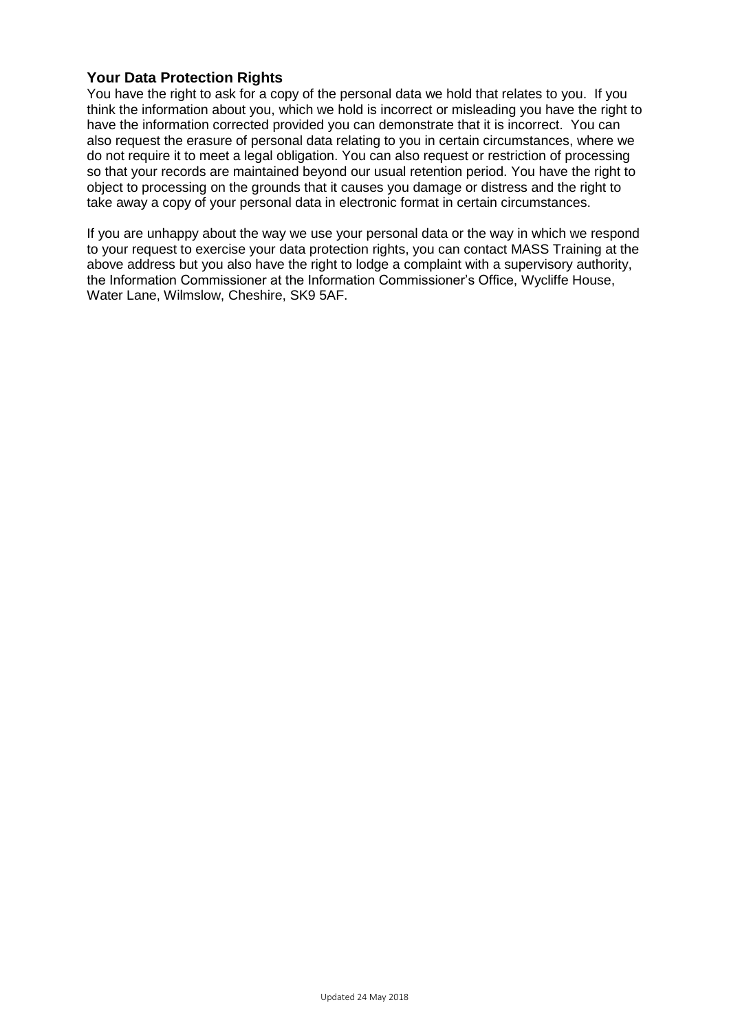## Your Data Protection Rights

You have the right to ask for a copy of the personal data we hold that relates to you. If you think the information about you, which we hold is incorrect or misleading you have the right to have the information corrected provided you can demonstrate that it is incorrect. You can also request the erasure of personal data relating to you in certain circumstances, where we do not require it to meet a legal obligation. You can also request or restriction of processing so that your records are maintained beyond our usual retention period. You have the right to object to processing on the grounds that it causes you damage or distress and the right to take away a copy of your personal data in electronic format in certain circumstances.

If you are unhappy about the way we use your personal data or the way in which we respond to your request to exercise your data protection rights, you can contact MASS Training at the above address but you also have the right to lodge a complaint with a supervisory authority, the Information Commissioner at the Information Commissioner's Office, Wycliffe House, Water Lane, Wilmslow, Cheshire, SK9 5AF.

Updated 24 May 2018